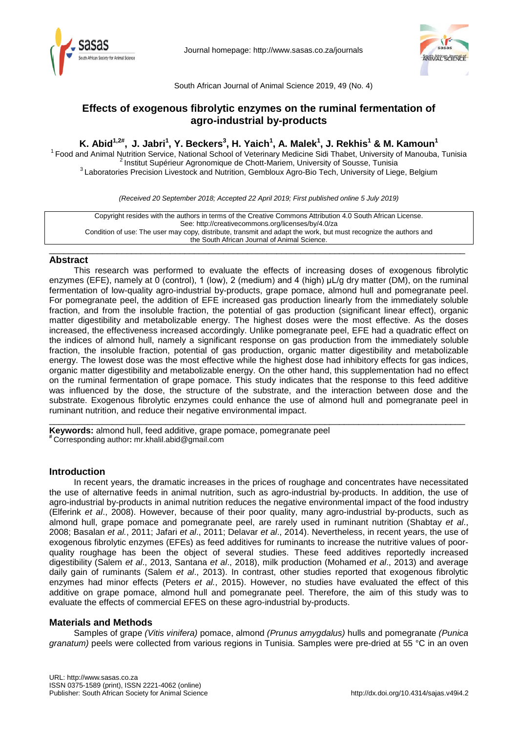# Effects of exogenous fibrolytic enzymes on the ruminal fermentation of agro-industrial by-products

**K. Abid[1,2#], J. Jabri[1], Y. Beckers[3], H. Yaich[1], A. Malek[1], J. Rekhis[1] & M. Kamoun[1]**

[1] Food and Animal Nutrition Service, National School of Veterinary Medicine Sidi Thabet, University of Manouba, Tunisia
[2] Institut Supérieur Agronomique de Chott-Mariem, University of Sousse, Tunisia
[3] Laboratories Precision Livestock and Nutrition, Gembloux Agro-Bio Tech, University of Liege, Belgium

*(Received 20 September 2018; Accepted 22 April 2019; First published online 5 July 2019)*

Copyright resides with the authors in terms of the Creative Commons Attribution 4.0 South African License.
See: http://creativecommons.org/licenses/by/4.0/za
Condition of use: The user may copy, distribute, transmit and adapt the work, but must recognize the authors and the South African Journal of Animal Science.

## Abstract

This research was performed to evaluate the effects of increasing doses of exogenous fibrolytic enzymes (EFE), namely at 0 (control), 1 (low), 2 (medium) and 4 (high) µL/g dry matter (DM), on the ruminal fermentation of low-quality agro-industrial by-products, grape pomace, almond hull and pomegranate peel. For pomegranate peel, the addition of EFE increased gas production linearly from the immediately soluble fraction, and from the insoluble fraction, the potential of gas production (significant linear effect), organic matter digestibility and metabolizable energy. The highest doses were the most effective. As the doses increased, the effectiveness increased accordingly. Unlike pomegranate peel, EFE had a quadratic effect on the indices of almond hull, namely a significant response on gas production from the immediately soluble fraction, the insoluble fraction, potential of gas production, organic matter digestibility and metabolizable energy. The lowest dose was the most effective while the highest dose had inhibitory effects for gas indices, organic matter digestibility and metabolizable energy. On the other hand, this supplementation had no effect on the ruminal fermentation of grape pomace. This study indicates that the response to this feed additive was influenced by the dose, the structure of the substrate, and the interaction between dose and the substrate. Exogenous fibrolytic enzymes could enhance the use of almond hull and pomegranate peel in ruminant nutrition, and reduce their negative environmental impact.

**Keywords:** almond hull, feed additive, grape pomace, pomegranate peel
[#] Corresponding author**:** mr.khalil.abid@gmail.com

## Introduction

In recent years, the dramatic increases in the prices of roughage and concentrates have necessitated the use of alternative feeds in animal nutrition, such as agro-industrial by-products. In addition, the use of agro-industrial by-products in animal nutrition reduces the negative environmental impact of the food industry (Elferink *et al*., 2008). However, because of their poor quality, many agro-industrial by-products, such as almond hull, grape pomace and pomegranate peel, are rarely used in ruminant nutrition (Shabtay *et al*., 2008; Basalan *et al.*, 2011; Jafari *et al*., 2011; Delavar *et al*., 2014). Nevertheless, in recent years, the use of exogenous fibrolytic enzymes (EFEs) as feed additives for ruminants to increase the nutritive values of poor-quality roughage has been the object of several studies. These feed additives reportedly increased digestibility (Salem *et al*., 2013, Santana *et al*., 2018), milk production (Mohamed *et al*., 2013) and average daily gain of ruminants (Salem *et al*., 2013). In contrast, other studies reported that exogenous fibrolytic enzymes had minor effects (Peters *et al.*, 2015). However, no studies have evaluated the effect of this additive on grape pomace, almond hull and pomegranate peel. Therefore, the aim of this study was to evaluate the effects of commercial EFES on these agro-industrial by-products.

## Materials and Methods

Samples of grape *(Vitis vinifera)* pomace, almond *(Prunus amygdalus)* hulls and pomegranate *(Punica granatum)* peels were collected from various regions in Tunisia. Samples were pre-dried at 55 °C in an oven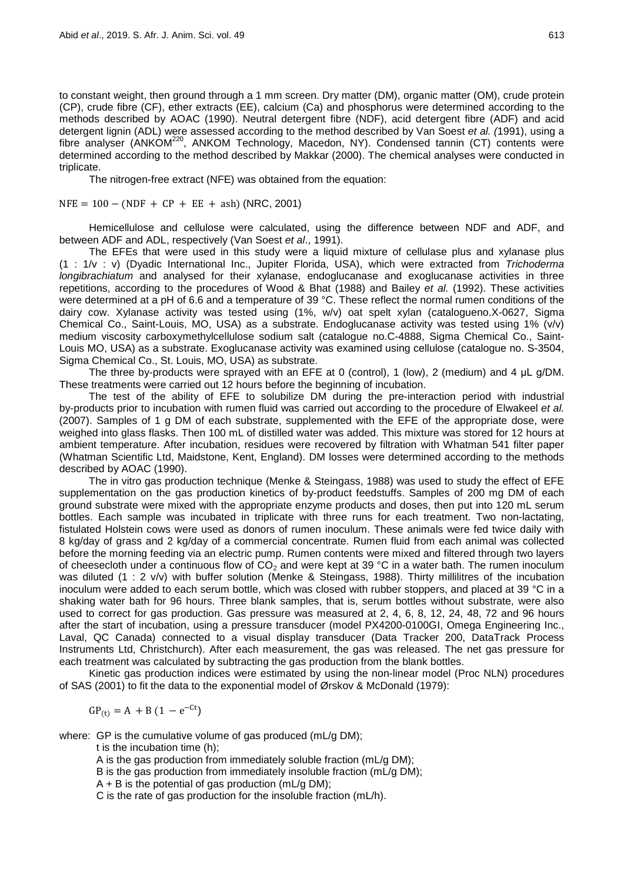to constant weight, then ground through a 1 mm screen. Dry matter (DM), organic matter (OM), crude protein (CP), crude fibre (CF), ether extracts (EE), calcium (Ca) and phosphorus were determined according to the methods described by AOAC (1990). Neutral detergent fibre (NDF), acid detergent fibre (ADF) and acid detergent lignin (ADL) were assessed according to the method described by Van Soest *et al.* (1991), using a fibre analyser (ANKOM[220], ANKOM Technology, Macedon, NY). Condensed tannin (CT) contents were determined according to the method described by Makkar (2000). The chemical analyses were conducted in triplicate.

The nitrogen-free extract (NFE) was obtained from the equation:

$$\mathrm{NFE} = 100 - (\mathrm{NDF} + \mathrm{CP} + \mathrm{EE} + \mathrm{ash}) \text{ (NRC, 2001)}$$

Hemicellulose and cellulose were calculated, using the difference between NDF and ADF, and between ADF and ADL, respectively (Van Soest *et al*., 1991).

The EFEs that were used in this study were a liquid mixture of cellulase plus and xylanase plus (1 : 1/v : v) (Dyadic International Inc., Jupiter Florida, USA), which were extracted from *Trichoderma longibrachiatum* and analysed for their xylanase, endoglucanase and exoglucanase activities in three repetitions, according to the procedures of Wood & Bhat (1988) and Bailey *et al.* (1992). These activities were determined at a pH of 6.6 and a temperature of 39 °C. These reflect the normal rumen conditions of the dairy cow. Xylanase activity was tested using (1%, w/v) oat spelt xylan (catalogueno.X-0627, Sigma Chemical Co., Saint-Louis, MO, USA) as a substrate. Endoglucanase activity was tested using 1% (v/v) medium viscosity carboxymethylcellulose sodium salt (catalogue no.C-4888, Sigma Chemical Co., Saint-Louis MO, USA) as a substrate. Exoglucanase activity was examined using cellulose (catalogue no. S-3504, Sigma Chemical Co., St. Louis, MO, USA) as substrate.

The three by-products were sprayed with an EFE at 0 (control), 1 (low), 2 (medium) and 4 µL g/DM. These treatments were carried out 12 hours before the beginning of incubation.

The test of the ability of EFE to solubilize DM during the pre-interaction period with industrial by-products prior to incubation with rumen fluid was carried out according to the procedure of Elwakeel *et al.* (2007). Samples of 1 g DM of each substrate, supplemented with the EFE of the appropriate dose, were weighed into glass flasks. Then 100 mL of distilled water was added. This mixture was stored for 12 hours at ambient temperature. After incubation, residues were recovered by filtration with Whatman 541 filter paper (Whatman Scientific Ltd, Maidstone, Kent, England). DM losses were determined according to the methods described by AOAC (1990).

The in vitro gas production technique (Menke & Steingass, 1988) was used to study the effect of EFE supplementation on the gas production kinetics of by-product feedstuffs. Samples of 200 mg DM of each ground substrate were mixed with the appropriate enzyme products and doses, then put into 120 mL serum bottles. Each sample was incubated in triplicate with three runs for each treatment. Two non-lactating, fistulated Holstein cows were used as donors of rumen inoculum. These animals were fed twice daily with 8 kg/day of grass and 2 kg/day of a commercial concentrate. Rumen fluid from each animal was collected before the morning feeding via an electric pump. Rumen contents were mixed and filtered through two layers of cheesecloth under a continuous flow of $CO_2$ and were kept at 39 °C in a water bath. The rumen inoculum was diluted (1 : 2 v/v) with buffer solution (Menke & Steingass, 1988). Thirty millilitres of the incubation inoculum were added to each serum bottle, which was closed with rubber stoppers, and placed at 39 °C in a shaking water bath for 96 hours. Three blank samples, that is, serum bottles without substrate, were also used to correct for gas production. Gas pressure was measured at 2, 4, 6, 8, 12, 24, 48, 72 and 96 hours after the start of incubation, using a pressure transducer (model PX4200-0100GI, Omega Engineering Inc., Laval, QC Canada) connected to a visual display transducer (Data Tracker 200, DataTrack Process Instruments Ltd, Christchurch). After each measurement, the gas was released. The net gas pressure for each treatment was calculated by subtracting the gas production from the blank bottles.

Kinetic gas production indices were estimated by using the non-linear model (Proc NLN) procedures of SAS (2001) to fit the data to the exponential model of Ørskov & McDonald (1979):

$$\mathrm{GP}_{(t)} = \mathrm{A} + \mathrm{B}\,(1 - e^{-Ct})$$

where: GP is the cumulative volume of gas produced (mL/g DM);
t is the incubation time (h);
A is the gas production from immediately soluble fraction (mL/g DM);
B is the gas production from immediately insoluble fraction (mL/g DM);
A + B is the potential of gas production (mL/g DM);
C is the rate of gas production for the insoluble fraction (mL/h).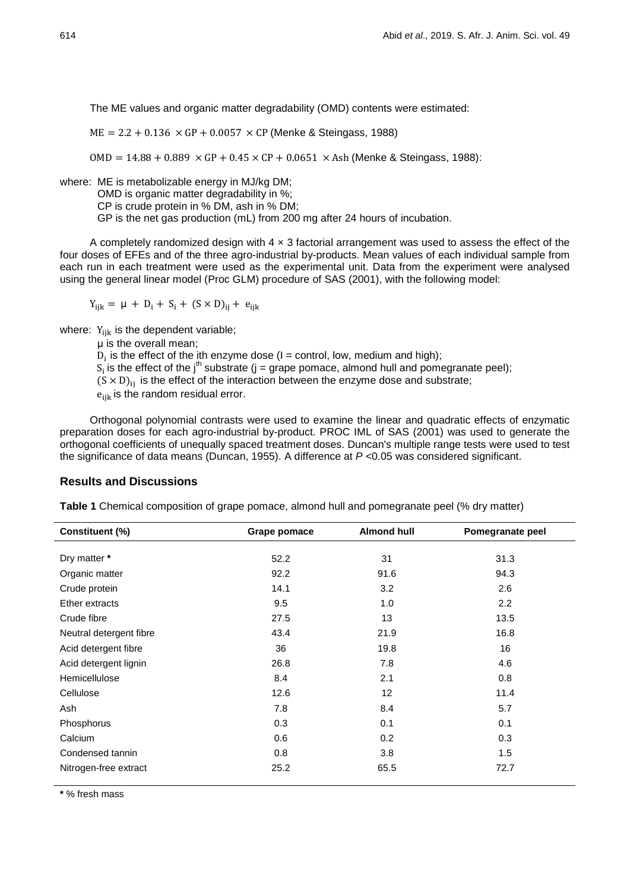The ME values and organic matter degradability (OMD) contents were estimated:

$\mathrm{ME} = 2.2 + 0.136 \times \mathrm{GP} + 0.0057 \times \mathrm{CP}$ (Menke & Steingass, 1988)

$\mathrm{OMD} = 14.88 + 0.889 \times \mathrm{GP} + 0.45 \times \mathrm{CP} + 0.0651 \times \mathrm{Ash}$ (Menke & Steingass, 1988):

where: ME is metabolizable energy in MJ/kg DM;
OMD is organic matter degradability in %;
CP is crude protein in % DM, ash in % DM;
GP is the net gas production (mL) from 200 mg after 24 hours of incubation.

A completely randomized design with 4 × 3 factorial arrangement was used to assess the effect of the four doses of EFEs and of the three agro-industrial by-products. Mean values of each individual sample from each run in each treatment were used as the experimental unit. Data from the experiment were analysed using the general linear model (Proc GLM) procedure of SAS (2001), with the following model:

$$Y_{ijk} = \mu + D_i + S_i + (S \times D)_{ij} + e_{ijk}$$

where: $Y_{ijk}$ is the dependent variable;
μ is the overall mean;
$D_i$ is the effect of the ith enzyme dose (I = control, low, medium and high);
$S_i$ is the effect of the $j^{th}$ substrate (j = grape pomace, almond hull and pomegranate peel);
$(S \times D)_{ij}$ is the effect of the interaction between the enzyme dose and substrate;
$e_{ijk}$ is the random residual error.

Orthogonal polynomial contrasts were used to examine the linear and quadratic effects of enzymatic preparation doses for each agro-industrial by-product. PROC IML of SAS (2001) was used to generate the orthogonal coefficients of unequally spaced treatment doses. Duncan's multiple range tests were used to test the significance of data means (Duncan, 1955). A difference at $P$ <0.05 was considered significant.

## Results and Discussions

**Table 1** Chemical composition of grape pomace, almond hull and pomegranate peel (% dry matter)

| Constituent (%) | Grape pomace | Almond hull | Pomegranate peel |
|---|---|---|---|
| Dry matter * | 52.2 | 31 | 31.3 |
| Organic matter | 92.2 | 91.6 | 94.3 |
| Crude protein | 14.1 | 3.2 | 2.6 |
| Ether extracts | 9.5 | 1.0 | 2.2 |
| Crude fibre | 27.5 | 13 | 13.5 |
| Neutral detergent fibre | 43.4 | 21.9 | 16.8 |
| Acid detergent fibre | 36 | 19.8 | 16 |
| Acid detergent lignin | 26.8 | 7.8 | 4.6 |
| Hemicellulose | 8.4 | 2.1 | 0.8 |
| Cellulose | 12.6 | 12 | 11.4 |
| Ash | 7.8 | 8.4 | 5.7 |
| Phosphorus | 0.3 | 0.1 | 0.1 |
| Calcium | 0.6 | 0.2 | 0.3 |
| Condensed tannin | 0.8 | 3.8 | 1.5 |
| Nitrogen-free extract | 25.2 | 65.5 | 72.7 |

* % fresh mass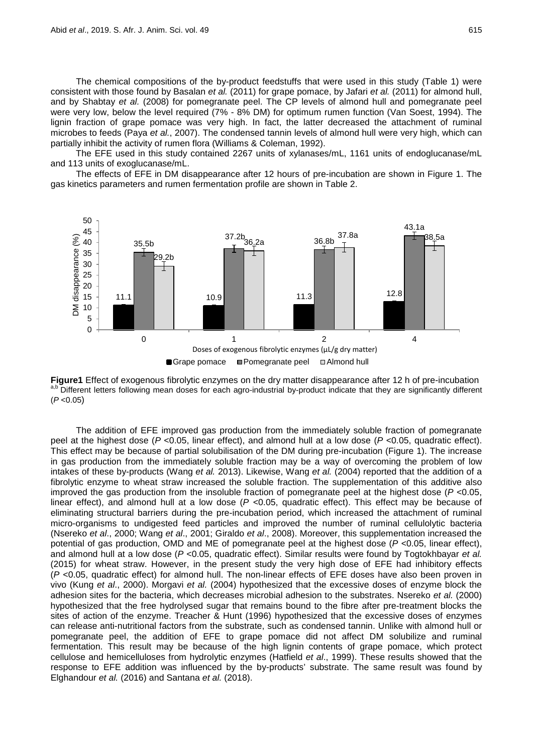The chemical compositions of the by-product feedstuffs that were used in this study (Table 1) were consistent with those found by Basalan *et al.* (2011) for grape pomace, by Jafari *et al.* (2011) for almond hull, and by Shabtay *et al.* (2008) for pomegranate peel. The CP levels of almond hull and pomegranate peel were very low, below the level required (7% - 8% DM) for optimum rumen function (Van Soest, 1994). The lignin fraction of grape pomace was very high. In fact, the latter decreased the attachment of ruminal microbes to feeds (Paya *et al.*, 2007). The condensed tannin levels of almond hull were very high, which can partially inhibit the activity of rumen flora (Williams & Coleman, 1992).

The EFE used in this study contained 2267 units of xylanases/mL, 1161 units of endoglucanase/mL and 113 units of exoglucanase/mL.

The effects of EFE in DM disappearance after 12 hours of pre-incubation are shown in Figure 1. The gas kinetics parameters and rumen fermentation profile are shown in Table 2.

| Doses of exogenous fibrolytic enzymes (µL/g dry matter) | Grape pomace | Pomegranate peel | Almond hull |
|---|---|---|---|
| 0 | 11.1 | 35.5b | 29.2b |
| 1 | 10.9 | 37.2b | 36.2a |
| 2 | 11.3 | 36.8b | 37.8a |
| 4 | 12.8 | 43.1a | 38.5a |

**Figure1** Effect of exogenous fibrolytic enzymes on the dry matter disappearance after 12 h of pre-incubation
[a,b] Different letters following mean doses for each agro-industrial by-product indicate that they are significantly different ($P$ <0.05)

The addition of EFE improved gas production from the immediately soluble fraction of pomegranate peel at the highest dose ($P$ <0.05, linear effect), and almond hull at a low dose ($P$ <0.05, quadratic effect). This effect may be because of partial solubilisation of the DM during pre-incubation (Figure 1). The increase in gas production from the immediately soluble fraction may be a way of overcoming the problem of low intakes of these by-products (Wang *et al.* 2013). Likewise, Wang *et al.* (2004) reported that the addition of a fibrolytic enzyme to wheat straw increased the soluble fraction. The supplementation of this additive also improved the gas production from the insoluble fraction of pomegranate peel at the highest dose ($P$ <0.05, linear effect), and almond hull at a low dose ($P$ <0.05, quadratic effect). This effect may be because of eliminating structural barriers during the pre-incubation period, which increased the attachment of ruminal micro-organisms to undigested feed particles and improved the number of ruminal cellulolytic bacteria (Nsereko *et al*., 2000; Wang *et al*., 2001; Giraldo *et al*., 2008). Moreover, this supplementation increased the potential of gas production, OMD and ME of pomegranate peel at the highest dose ($P$ <0.05, linear effect), and almond hull at a low dose ($P$ <0.05, quadratic effect). Similar results were found by Togtokhbayar *et al.* (2015) for wheat straw. However, in the present study the very high dose of EFE had inhibitory effects ($P$ <0.05, quadratic effect) for almond hull. The non-linear effects of EFE doses have also been proven in vivo (Kung *et al*., 2000). Morgavi *et al.* (2004) hypothesized that the excessive doses of enzyme block the adhesion sites for the bacteria, which decreases microbial adhesion to the substrates. Nsereko *et al.* (2000) hypothesized that the free hydrolysed sugar that remains bound to the fibre after pre-treatment blocks the sites of action of the enzyme. Treacher & Hunt (1996) hypothesized that the excessive doses of enzymes can release anti-nutritional factors from the substrate, such as condensed tannin. Unlike with almond hull or pomegranate peel, the addition of EFE to grape pomace did not affect DM solubilize and ruminal fermentation. This result may be because of the high lignin contents of grape pomace, which protect cellulose and hemicelluloses from hydrolytic enzymes (Hatfield *et al*., 1999). These results showed that the response to EFE addition was influenced by the by-products' substrate. The same result was found by Elghandour *et al.* (2016) and Santana *et al.* (2018).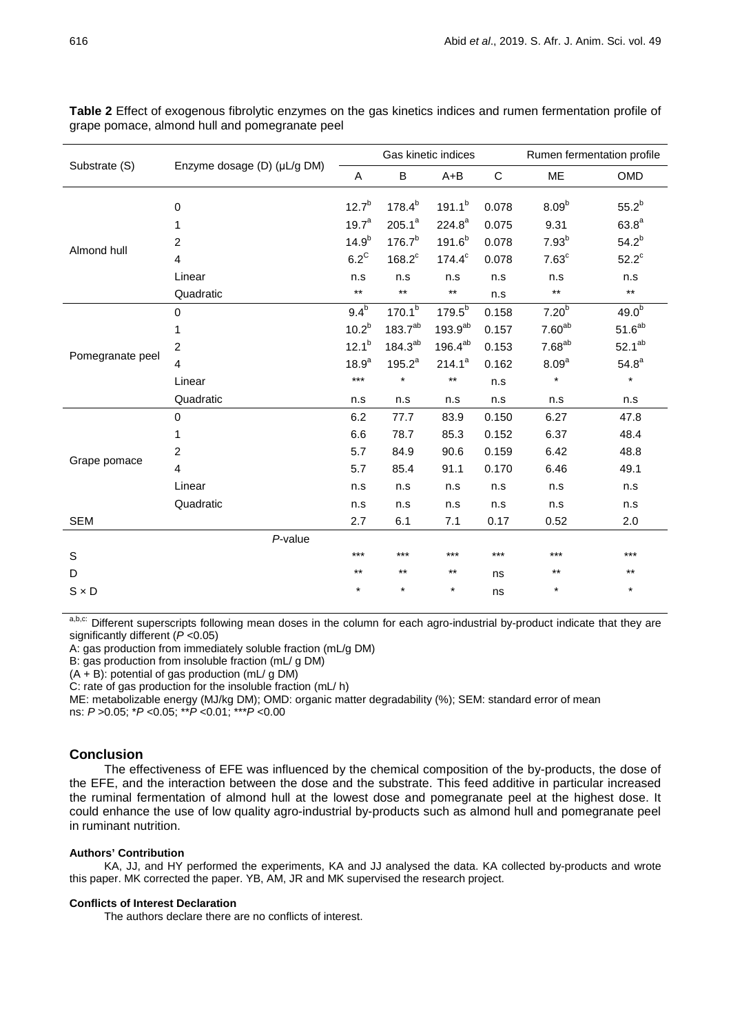**Table 2** Effect of exogenous fibrolytic enzymes on the gas kinetics indices and rumen fermentation profile of grape pomace, almond hull and pomegranate peel

| Substrate (S) | Enzyme dosage (D) (µL/g DM) | Gas kinetic indices | | | | Rumen fermentation profile | |
|---|---|---|---|---|---|---|---|
| | | A | B | A+B | C | ME | OMD |
| Almond hull | 0 | 12.7[b] | 178.4[b] | 191.1[b] | 0.078 | 8.09[b] | 55.2[b] |
| | 1 | 19.7[a] | 205.1[a] | 224.8[a] | 0.075 | 9.31 | 63.8[a] |
| | 2 | 14.9[b] | 176.7[b] | 191.6[b] | 0.078 | 7.93[b] | 54.2[b] |
| | 4 | 6.2[C] | 168.2[c] | 174.4[c] | 0.078 | 7.63[c] | 52.2[c] |
| | Linear | n.s | n.s | n.s | n.s | n.s | n.s |
| | Quadratic | ** | ** | ** | n.s | ** | ** |
| Pomegranate peel | 0 | 9.4[b] | 170.1[b] | 179.5[b] | 0.158 | 7.20[b] | 49.0[b] |
| | 1 | 10.2[b] | 183.7[ab] | 193.9[ab] | 0.157 | 7.60[ab] | 51.6[ab] |
| | 2 | 12.1[b] | 184.3[ab] | 196.4[ab] | 0.153 | 7.68[ab] | 52.1[ab] |
| | 4 | 18.9[a] | 195.2[a] | 214.1[a] | 0.162 | 8.09[a] | 54.8[a] |
| | Linear | *** | * | ** | n.s | * | * |
| | Quadratic | n.s | n.s | n.s | n.s | n.s | n.s |
| Grape pomace | 0 | 6.2 | 77.7 | 83.9 | 0.150 | 6.27 | 47.8 |
| | 1 | 6.6 | 78.7 | 85.3 | 0.152 | 6.37 | 48.4 |
| | 2 | 5.7 | 84.9 | 90.6 | 0.159 | 6.42 | 48.8 |
| | 4 | 5.7 | 85.4 | 91.1 | 0.170 | 6.46 | 49.1 |
| | Linear | n.s | n.s | n.s | n.s | n.s | n.s |
| | Quadratic | n.s | n.s | n.s | n.s | n.s | n.s |
| SEM | | 2.7 | 6.1 | 7.1 | 0.17 | 0.52 | 2.0 |
| | *P*-value | | | | | | |
| S | | *** | *** | *** | *** | *** | *** |
| D | | ** | ** | ** | ns | ** | ** |
| S × D | | * | * | * | ns | * | * |

[a,b,c:] Different superscripts following mean doses in the column for each agro-industrial by-product indicate that they are significantly different ($P$ <0.05)

A: gas production from immediately soluble fraction (mL/g DM)

B: gas production from insoluble fraction (mL/ g DM)

(A + B): potential of gas production (mL/ g DM)

C: rate of gas production for the insoluble fraction (mL/ h)

ME: metabolizable energy (MJ/kg DM); OMD: organic matter degradability (%); SEM: standard error of mean

ns: $P$ >0.05; *$P$ <0.05; **$P$ <0.01; ***$P$ <0.00

## Conclusion

The effectiveness of EFE was influenced by the chemical composition of the by-products, the dose of the EFE, and the interaction between the dose and the substrate. This feed additive in particular increased the ruminal fermentation of almond hull at the lowest dose and pomegranate peel at the highest dose. It could enhance the use of low quality agro-industrial by-products such as almond hull and pomegranate peel in ruminant nutrition.

#### Authors' Contribution

KA, JJ, and HY performed the experiments, KA and JJ analysed the data. KA collected by-products and wrote this paper. MK corrected the paper. YB, AM, JR and MK supervised the research project.

#### Conflicts of Interest Declaration

The authors declare there are no conflicts of interest.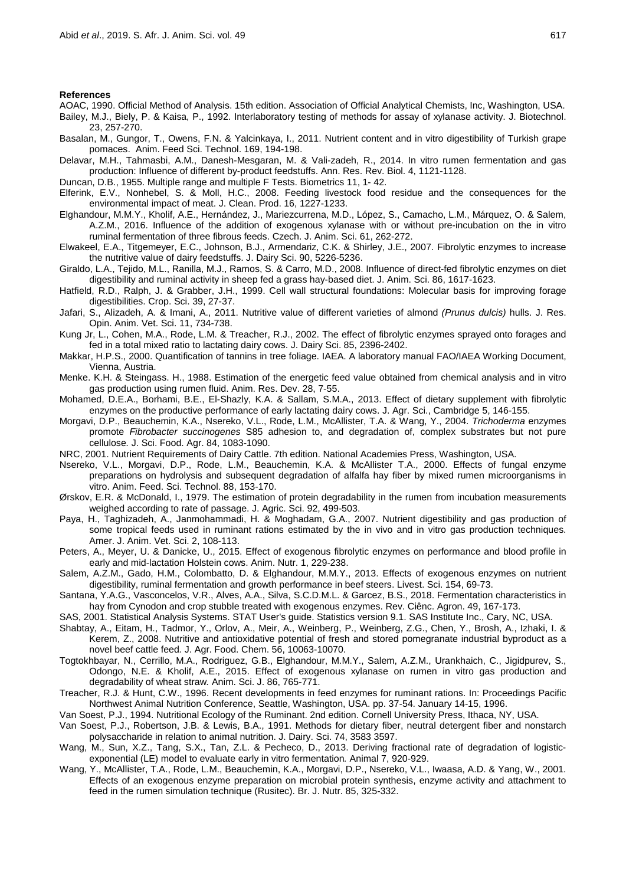## References

AOAC, 1990. Official Method of Analysis. 15th edition. Association of Official Analytical Chemists, Inc, Washington, USA.

Bailey, M.J., Biely, P. & Kaisa, P., 1992. Interlaboratory testing of methods for assay of xylanase activity. J. Biotechnol. 23, 257-270.

Basalan, M., Gungor, T., Owens, F.N. & Yalcinkaya, I., 2011. Nutrient content and in vitro digestibility of Turkish grape pomaces. Anim. Feed Sci. Technol. 169, 194-198.

Delavar, M.H., Tahmasbi, A.M., Danesh-Mesgaran, M. & Vali-zadeh, R., 2014. In vitro rumen fermentation and gas production: Influence of different by-product feedstuffs. Ann. Res. Rev. Biol. 4, 1121-1128.

Duncan, D.B., 1955. Multiple range and multiple F Tests. Biometrics 11, 1- 42.

Elferink, E.V., Nonhebel, S. & Moll, H.C., 2008. Feeding livestock food residue and the consequences for the environmental impact of meat. J. Clean. Prod. 16, 1227-1233.

Elghandour, M.M.Y., Kholif, A.E., Hernández, J., Mariezcurrena, M.D., López, S., Camacho, L.M., Márquez, O. & Salem, A.Z.M., 2016. Influence of the addition of exogenous xylanase with or without pre-incubation on the in vitro ruminal fermentation of three fibrous feeds. Czech. J. Anim. Sci. 61, 262-272.

Elwakeel, E.A., Titgemeyer, E.C., Johnson, B.J., Armendariz, C.K. & Shirley, J.E., 2007. Fibrolytic enzymes to increase the nutritive value of dairy feedstuffs. J. Dairy Sci. 90, 5226-5236.

Giraldo, L.A., Tejido, M.L., Ranilla, M.J., Ramos, S. & Carro, M.D., 2008. Influence of direct-fed fibrolytic enzymes on diet digestibility and ruminal activity in sheep fed a grass hay-based diet. J. Anim. Sci. 86, 1617-1623.

Hatfield, R.D., Ralph, J. & Grabber, J.H., 1999. Cell wall structural foundations: Molecular basis for improving forage digestibilities. Crop. Sci. 39, 27-37.

Jafari, S., Alizadeh, A. & Imani, A., 2011. Nutritive value of different varieties of almond *(Prunus dulcis)* hulls. J. Res. Opin. Anim. Vet. Sci. 11, 734-738.

Kung Jr, L., Cohen, M.A., Rode, L.M. & Treacher, R.J., 2002. The effect of fibrolytic enzymes sprayed onto forages and fed in a total mixed ratio to lactating dairy cows. J. Dairy Sci. 85, 2396-2402.

Makkar, H.P.S., 2000. Quantification of tannins in tree foliage. IAEA. A laboratory manual FAO/IAEA Working Document, Vienna, Austria.

Menke. K.H. & Steingass. H., 1988. Estimation of the energetic feed value obtained from chemical analysis and in vitro gas production using rumen fluid. Anim. Res. Dev. 28, 7-55.

Mohamed, D.E.A., Borhami, B.E., El-Shazly, K.A. & Sallam, S.M.A., 2013. Effect of dietary supplement with fibrolytic enzymes on the productive performance of early lactating dairy cows. J. Agr. Sci., Cambridge 5, 146-155.

Morgavi, D.P., Beauchemin, K.A., Nsereko, V.L., Rode, L.M., McAllister, T.A. & Wang, Y., 2004. *Trichoderma* enzymes promote *Fibrobacter succinogenes* S85 adhesion to, and degradation of, complex substrates but not pure cellulose*.* J. Sci. Food. Agr. 84, 1083-1090.

NRC, 2001. Nutrient Requirements of Dairy Cattle. 7th edition. National Academies Press, Washington, USA.

Nsereko, V.L., Morgavi, D.P., Rode, L.M., Beauchemin, K.A. & McAllister T.A., 2000. Effects of fungal enzyme preparations on hydrolysis and subsequent degradation of alfalfa hay fiber by mixed rumen microorganisms in vitro. Anim. Feed. Sci. Technol. 88, 153-170.

Ørskov, E.R. & McDonald, I., 1979. The estimation of protein degradability in the rumen from incubation measurements weighed according to rate of passage. J. Agric. Sci. 92, 499-503.

Paya, H., Taghizadeh, A., Janmohammadi, H. & Moghadam, G.A., 2007. Nutrient digestibility and gas production of some tropical feeds used in ruminant rations estimated by the in vivo and in vitro gas production techniques. Amer. J. Anim. Vet. Sci. 2, 108-113.

Peters, A., Meyer, U. & Danicke, U., 2015. Effect of exogenous fibrolytic enzymes on performance and blood profile in early and mid-lactation Holstein cows. Anim. Nutr. 1, 229-238.

Salem, A.Z.M., Gado, H.M., Colombatto, D. & Elghandour, M.M.Y., 2013. Effects of exogenous enzymes on nutrient digestibility, ruminal fermentation and growth performance in beef steers. Livest. Sci. 154, 69-73.

Santana, Y.A.G., Vasconcelos, V.R., Alves, A.A., Silva, S.C.D.M.L. & Garcez, B.S., 2018. Fermentation characteristics in hay from Cynodon and crop stubble treated with exogenous enzymes. Rev. Ciênc. Agron. 49, 167-173.

SAS, 2001. Statistical Analysis Systems. STAT User's guide. Statistics version 9.1. SAS Institute Inc., Cary, NC, USA.

Shabtay, A., Eitam, H., Tadmor, Y., Orlov, A., Meir, A., Weinberg, P., Weinberg, Z.G., Chen, Y., Brosh, A., Izhaki, I. & Kerem, Z., 2008. Nutritive and antioxidative potential of fresh and stored pomegranate industrial byproduct as a novel beef cattle feed*.* J. Agr. Food. Chem. 56, 10063-10070.

Togtokhbayar, N., Cerrillo, M.A., Rodriguez, G.B., Elghandour, M.M.Y., Salem, A.Z.M., Urankhaich, C., Jigidpurev, S., Odongo, N.E. & Kholif, A.E., 2015. Effect of exogenous xylanase on rumen in vitro gas production and degradability of wheat straw*.* Anim. Sci. J. 86, 765-771.

Treacher, R.J. & Hunt, C.W., 1996. Recent developments in feed enzymes for ruminant rations. In: Proceedings Pacific Northwest Animal Nutrition Conference, Seattle, Washington, USA. pp. 37-54. January 14-15, 1996.

Van Soest, P.J., 1994. Nutritional Ecology of the Ruminant. 2nd edition. Cornell University Press, Ithaca, NY, USA.

Van Soest, P.J., Robertson, J.B. & Lewis, B.A., 1991. Methods for dietary fiber, neutral detergent fiber and nonstarch polysaccharide in relation to animal nutrition. J. Dairy. Sci. 74, 3583 3597.

Wang, M., Sun, X.Z., Tang, S.X., Tan, Z.L. & Pecheco, D., 2013. Deriving fractional rate of degradation of logistic-exponential (LE) model to evaluate early in vitro fermentation*.* Animal 7, 920-929.

Wang, Y., McAllister, T.A., Rode, L.M., Beauchemin, K.A., Morgavi, D.P., Nsereko, V.L., Iwaasa, A.D. & Yang, W., 2001. Effects of an exogenous enzyme preparation on microbial protein synthesis, enzyme activity and attachment to feed in the rumen simulation technique (Rusitec). Br. J. Nutr. 85, 325-332.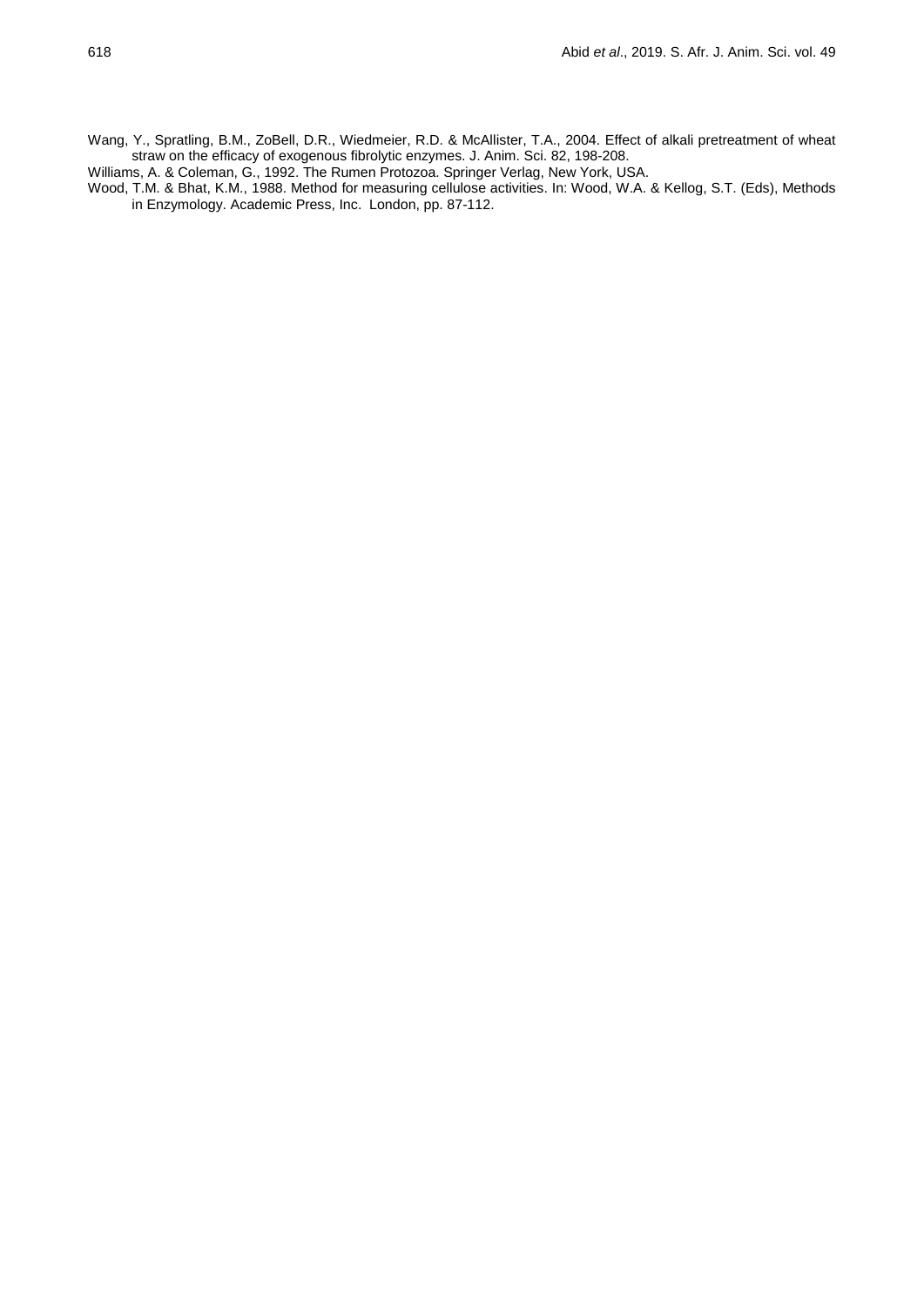Wang, Y., Spratling, B.M., ZoBell, D.R., Wiedmeier, R.D. & McAllister, T.A., 2004. Effect of alkali pretreatment of wheat straw on the efficacy of exogenous fibrolytic enzymes. J. Anim. Sci. 82, 198-208.

Williams, A. & Coleman, G., 1992. The Rumen Protozoa. Springer Verlag, New York, USA.

Wood, T.M. & Bhat, K.M., 1988. Method for measuring cellulose activities. In: Wood, W.A. & Kellog, S.T. (Eds), Methods in Enzymology. Academic Press, Inc. London, pp. 87-112.